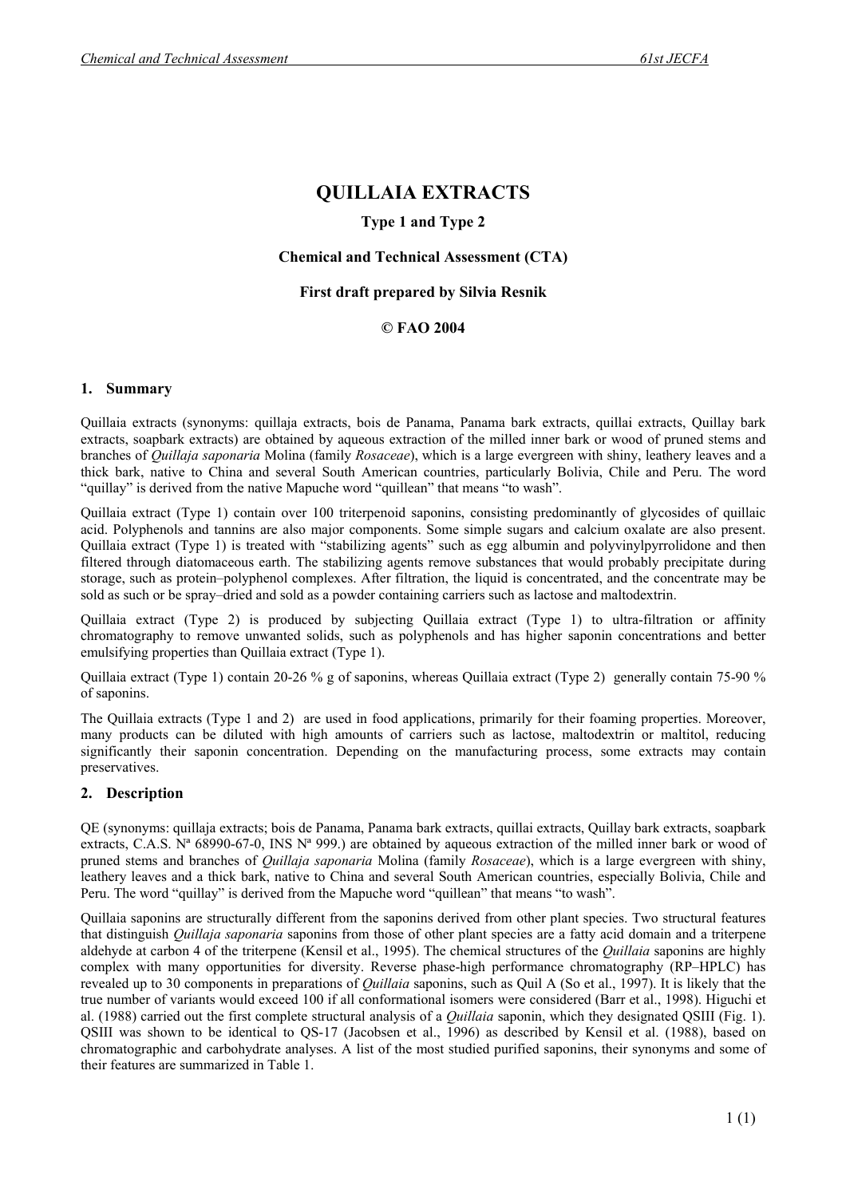# QUILLAIA EXTRACTS

**Type 1 and Type 2**

**Chemical and Technical Assessment (CTA)**

**First draft prepared by Silvia Resnik**

**© FAO 2004**

## 1. Summary

Quillaia extracts (synonyms: quillaja extracts, bois de Panama, Panama bark extracts, quillai extracts, Quillay bark extracts, soapbark extracts) are obtained by aqueous extraction of the milled inner bark or wood of pruned stems and branches of *Quillaja saponaria* Molina (family *Rosaceae*), which is a large evergreen with shiny, leathery leaves and a thick bark, native to China and several South American countries, particularly Bolivia, Chile and Peru. The word "quillay" is derived from the native Mapuche word "quillean" that means "to wash".

Quillaia extract (Type 1) contain over 100 triterpenoid saponins, consisting predominantly of glycosides of quillaic acid. Polyphenols and tannins are also major components. Some simple sugars and calcium oxalate are also present. Quillaia extract (Type 1) is treated with "stabilizing agents" such as egg albumin and polyvinylpyrrolidone and then filtered through diatomaceous earth. The stabilizing agents remove substances that would probably precipitate during storage, such as protein–polyphenol complexes. After filtration, the liquid is concentrated, and the concentrate may be sold as such or be spray–dried and sold as a powder containing carriers such as lactose and maltodextrin.

Quillaia extract (Type 2) is produced by subjecting Quillaia extract (Type 1) to ultra-filtration or affinity chromatography to remove unwanted solids, such as polyphenols and has higher saponin concentrations and better emulsifying properties than Quillaia extract (Type 1).

Quillaia extract (Type 1) contain 20-26 % g of saponins, whereas Quillaia extract (Type 2) generally contain 75-90 % of saponins.

The Quillaia extracts (Type 1 and 2) are used in food applications, primarily for their foaming properties. Moreover, many products can be diluted with high amounts of carriers such as lactose, maltodextrin or maltitol, reducing significantly their saponin concentration. Depending on the manufacturing process, some extracts may contain preservatives.

## 2. Description

QE (synonyms: quillaja extracts; bois de Panama, Panama bark extracts, quillai extracts, Quillay bark extracts, soapbark extracts, C.A.S. Nª 68990-67-0, INS Nª 999.) are obtained by aqueous extraction of the milled inner bark or wood of pruned stems and branches of *Quillaja saponaria* Molina (family *Rosaceae*), which is a large evergreen with shiny, leathery leaves and a thick bark, native to China and several South American countries, especially Bolivia, Chile and Peru. The word "quillay" is derived from the Mapuche word "quillean" that means "to wash".

Quillaia saponins are structurally different from the saponins derived from other plant species. Two structural features that distinguish *Quillaja saponaria* saponins from those of other plant species are a fatty acid domain and a triterpene aldehyde at carbon 4 of the triterpene (Kensil et al., 1995). The chemical structures of the *Quillaia* saponins are highly complex with many opportunities for diversity. Reverse phase-high performance chromatography (RP–HPLC) has revealed up to 30 components in preparations of *Quillaia* saponins, such as Quil A (So et al., 1997). It is likely that the true number of variants would exceed 100 if all conformational isomers were considered (Barr et al., 1998). Higuchi et al. (1988) carried out the first complete structural analysis of a *Quillaia* saponin, which they designated QSIII (Fig. 1). QSIII was shown to be identical to QS-17 (Jacobsen et al., 1996) as described by Kensil et al. (1988), based on chromatographic and carbohydrate analyses. A list of the most studied purified saponins, their synonyms and some of their features are summarized in Table 1.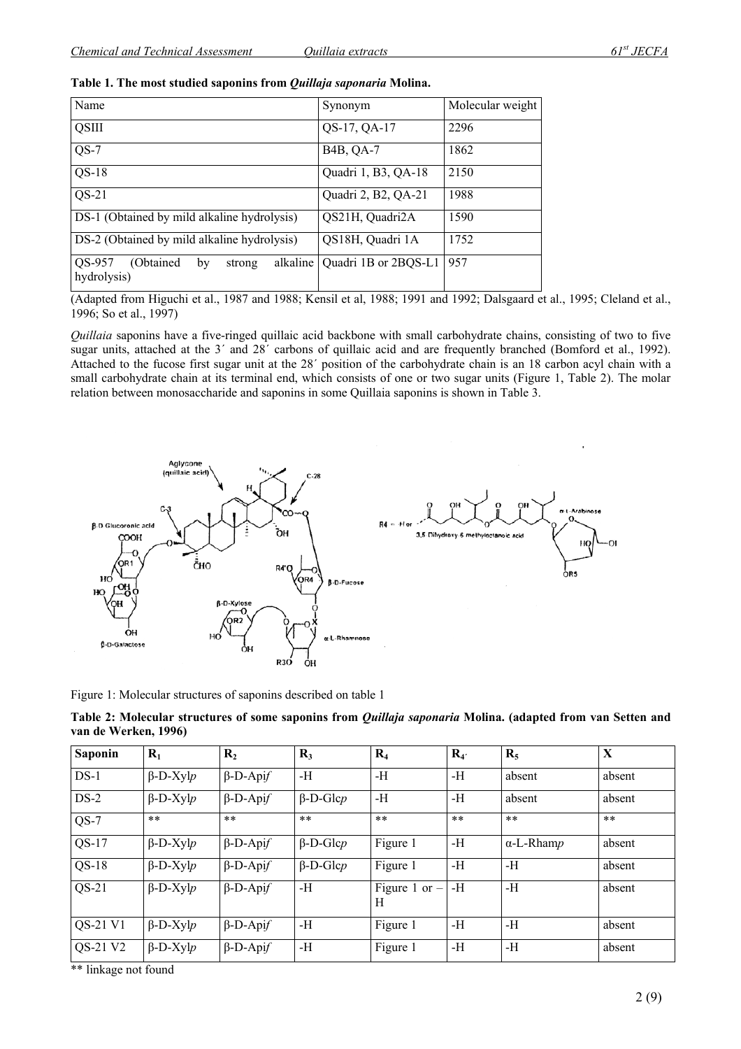**Table 1. The most studied saponins from *Quillaja saponaria* Molina.**

| Name | Synonym | Molecular weight |
|---|---|---|
| QSIII | QS-17, QA-17 | 2296 |
| QS-7 | B4B, QA-7 | 1862 |
| QS-18 | Quadri 1, B3, QA-18 | 2150 |
| QS-21 | Quadri 2, B2, QA-21 | 1988 |
| DS-1 (Obtained by mild alkaline hydrolysis) | QS21H, Quadri2A | 1590 |
| DS-2 (Obtained by mild alkaline hydrolysis) | QS18H, Quadri 1A | 1752 |
| QS-957 (Obtained by strong alkaline hydrolysis) | Quadri 1B or 2BQS-L1 | 957 |

(Adapted from Higuchi et al., 1987 and 1988; Kensil et al, 1988; 1991 and 1992; Dalsgaard et al., 1995; Cleland et al., 1996; So et al., 1997)

*Quillaia* saponins have a five-ringed quillaic acid backbone with small carbohydrate chains, consisting of two to five sugar units, attached at the 3´ and 28´ carbons of quillaic acid and are frequently branched (Bomford et al., 1992). Attached to the fucose first sugar unit at the 28´ position of the carbohydrate chain is an 18 carbon acyl chain with a small carbohydrate chain at its terminal end, which consists of one or two sugar units (Figure 1, Table 2). The molar relation between monosaccharide and saponins in some Quillaia saponins is shown in Table 3.

Figure 1: Molecular structures of saponins described on table 1

**Table 2: Molecular structures of some saponins from *Quillaja saponaria* Molina. (adapted from van Setten and van de Werken, 1996)**

| Saponin | $R_1$ | $R_2$ | $R_3$ | $R_4$ | $R_{4'}$ | $R_5$ | X |
|---|---|---|---|---|---|---|---|
| DS-1 | β-D-Xyl*p* | β-D-Api*f* | -H | -H | -H | absent | absent |
| DS-2 | β-D-Xyl*p* | β-D-Api*f* | β-D-Glc*p* | -H | -H | absent | absent |
| QS-7 | ** | ** | ** | ** | ** | ** | ** |
| QS-17 | β-D-Xyl*p* | β-D-Api*f* | β-D-Glc*p* | Figure 1 | -H | α-L-Rham*p* | absent |
| QS-18 | β-D-Xyl*p* | β-D-Api*f* | β-D-Glc*p* | Figure 1 | -H | -H | absent |
| QS-21 | β-D-Xyl*p* | β-D-Api*f* | -H | Figure 1 or –H | -H | -H | absent |
| QS-21 V1 | β-D-Xyl*p* | β-D-Api*f* | -H | Figure 1 | -H | -H | absent |
| QS-21 V2 | β-D-Xyl*p* | β-D-Api*f* | -H | Figure 1 | -H | -H | absent |

** linkage not found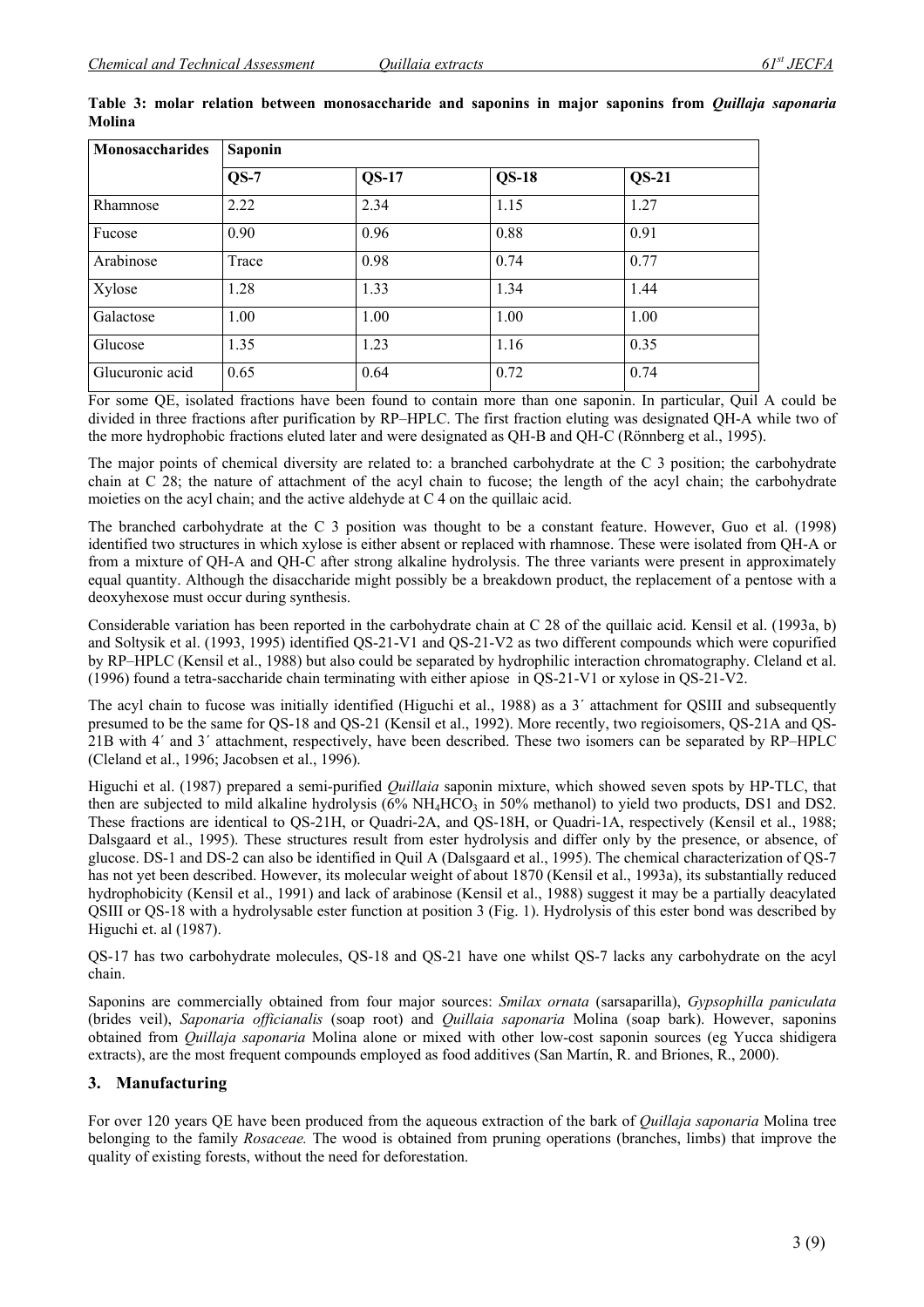**Table 3: molar relation between monosaccharide and saponins in major saponins from *Quillaja saponaria* Molina**

| Monosaccharides | Saponin | | | |
|---|---|---|---|---|
| | QS-7 | QS-17 | QS-18 | QS-21 |
| Rhamnose | 2.22 | 2.34 | 1.15 | 1.27 |
| Fucose | 0.90 | 0.96 | 0.88 | 0.91 |
| Arabinose | Trace | 0.98 | 0.74 | 0.77 |
| Xylose | 1.28 | 1.33 | 1.34 | 1.44 |
| Galactose | 1.00 | 1.00 | 1.00 | 1.00 |
| Glucose | 1.35 | 1.23 | 1.16 | 0.35 |
| Glucuronic acid | 0.65 | 0.64 | 0.72 | 0.74 |

For some QE, isolated fractions have been found to contain more than one saponin. In particular, Quil A could be divided in three fractions after purification by RP–HPLC. The first fraction eluting was designated QH-A while two of the more hydrophobic fractions eluted later and were designated as QH-B and QH-C (Rönnberg et al., 1995).

The major points of chemical diversity are related to: a branched carbohydrate at the C 3 position; the carbohydrate chain at C 28; the nature of attachment of the acyl chain to fucose; the length of the acyl chain; the carbohydrate moieties on the acyl chain; and the active aldehyde at C 4 on the quillaic acid.

The branched carbohydrate at the C 3 position was thought to be a constant feature. However, Guo et al. (1998) identified two structures in which xylose is either absent or replaced with rhamnose. These were isolated from QH-A or from a mixture of QH-A and QH-C after strong alkaline hydrolysis. The three variants were present in approximately equal quantity. Although the disaccharide might possibly be a breakdown product, the replacement of a pentose with a deoxyhexose must occur during synthesis.

Considerable variation has been reported in the carbohydrate chain at C 28 of the quillaic acid. Kensil et al. (1993a, b) and Soltysik et al. (1993, 1995) identified QS-21-V1 and QS-21-V2 as two different compounds which were copurified by RP–HPLC (Kensil et al., 1988) but also could be separated by hydrophilic interaction chromatography. Cleland et al. (1996) found a tetra-saccharide chain terminating with either apiose in QS-21-V1 or xylose in QS-21-V2.

The acyl chain to fucose was initially identified (Higuchi et al., 1988) as a 3´ attachment for QSIII and subsequently presumed to be the same for QS-18 and QS-21 (Kensil et al., 1992). More recently, two regioisomers, QS-21A and QS-21B with 4´ and 3´ attachment, respectively, have been described. These two isomers can be separated by RP–HPLC (Cleland et al., 1996; Jacobsen et al., 1996).

Higuchi et al. (1987) prepared a semi-purified *Quillaia* saponin mixture, which showed seven spots by HP-TLC, that then are subjected to mild alkaline hydrolysis (6% $NH_4HCO_3$ in 50% methanol) to yield two products, DS1 and DS2. These fractions are identical to QS-21H, or Quadri-2A, and QS-18H, or Quadri-1A, respectively (Kensil et al., 1988; Dalsgaard et al., 1995). These structures result from ester hydrolysis and differ only by the presence, or absence, of glucose. DS-1 and DS-2 can also be identified in Quil A (Dalsgaard et al., 1995). The chemical characterization of QS-7 has not yet been described. However, its molecular weight of about 1870 (Kensil et al., 1993a), its substantially reduced hydrophobicity (Kensil et al., 1991) and lack of arabinose (Kensil et al., 1988) suggest it may be a partially deacylated QSIII or QS-18 with a hydrolysable ester function at position 3 (Fig. 1). Hydrolysis of this ester bond was described by Higuchi et. al (1987).

QS-17 has two carbohydrate molecules, QS-18 and QS-21 have one whilst QS-7 lacks any carbohydrate on the acyl chain.

Saponins are commercially obtained from four major sources: *Smilax ornata* (sarsaparilla), *Gypsophilla paniculata* (brides veil), *Saponaria officianalis* (soap root) and *Quillaia saponaria* Molina (soap bark). However, saponins obtained from *Quillaja saponaria* Molina alone or mixed with other low-cost saponin sources (eg Yucca shidigera extracts), are the most frequent compounds employed as food additives (San Martín, R. and Briones, R., 2000).

## 3. Manufacturing

For over 120 years QE have been produced from the aqueous extraction of the bark of *Quillaja saponaria* Molina tree belonging to the family *Rosaceae.* The wood is obtained from pruning operations (branches, limbs) that improve the quality of existing forests, without the need for deforestation.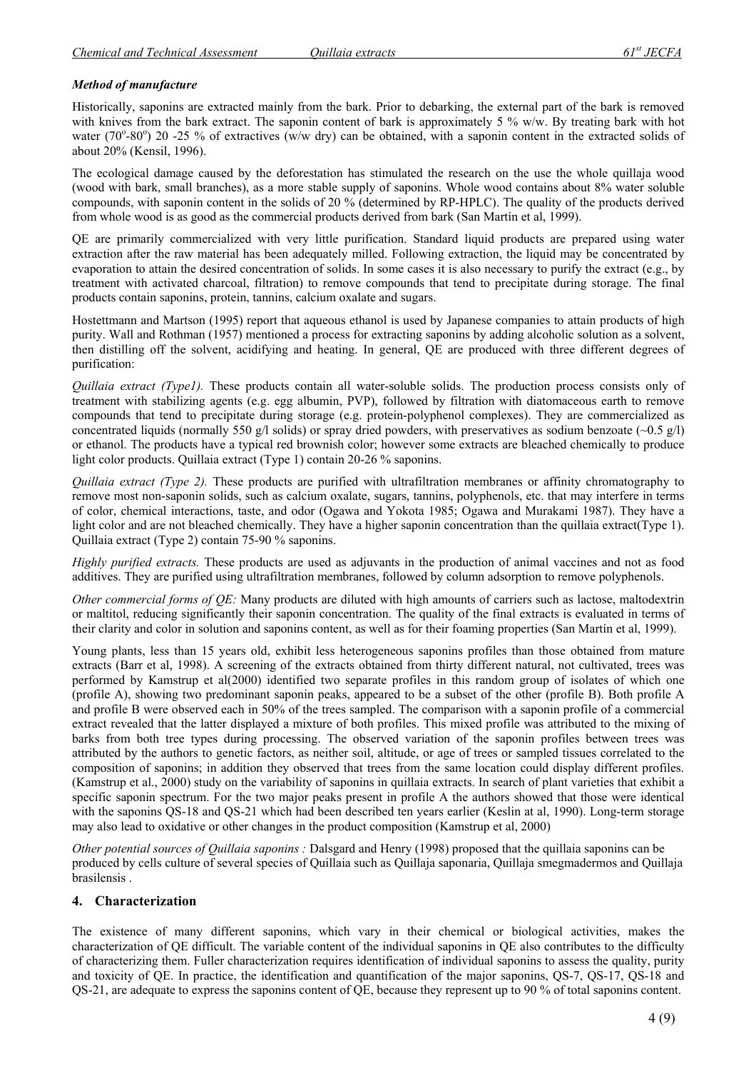### *Method of manufacture*

Historically, saponins are extracted mainly from the bark. Prior to debarking, the external part of the bark is removed with knives from the bark extract. The saponin content of bark is approximately 5 % w/w. By treating bark with hot water (70$^o$-80$^o$) 20 -25 % of extractives (w/w dry) can be obtained, with a saponin content in the extracted solids of about 20% (Kensil, 1996).

The ecological damage caused by the deforestation has stimulated the research on the use the whole quillaja wood (wood with bark, small branches), as a more stable supply of saponins. Whole wood contains about 8% water soluble compounds, with saponin content in the solids of 20 % (determined by RP-HPLC). The quality of the products derived from whole wood is as good as the commercial products derived from bark (San Martín et al, 1999).

QE are primarily commercialized with very little purification. Standard liquid products are prepared using water extraction after the raw material has been adequately milled. Following extraction, the liquid may be concentrated by evaporation to attain the desired concentration of solids. In some cases it is also necessary to purify the extract (e.g., by treatment with activated charcoal, filtration) to remove compounds that tend to precipitate during storage. The final products contain saponins, protein, tannins, calcium oxalate and sugars.

Hostettmann and Martson (1995) report that aqueous ethanol is used by Japanese companies to attain products of high purity. Wall and Rothman (1957) mentioned a process for extracting saponins by adding alcoholic solution as a solvent, then distilling off the solvent, acidifying and heating. In general, QE are produced with three different degrees of purification:

*Quillaia extract (Type1).* These products contain all water-soluble solids. The production process consists only of treatment with stabilizing agents (e.g. egg albumin, PVP), followed by filtration with diatomaceous earth to remove compounds that tend to precipitate during storage (e.g. protein-polyphenol complexes). They are commercialized as concentrated liquids (normally 550 g/l solids) or spray dried powders, with preservatives as sodium benzoate (~0.5 g/l) or ethanol. The products have a typical red brownish color; however some extracts are bleached chemically to produce light color products. Quillaia extract (Type 1) contain 20-26 % saponins.

*Quillaia extract (Type 2).* These products are purified with ultrafiltration membranes or affinity chromatography to remove most non-saponin solids, such as calcium oxalate, sugars, tannins, polyphenols, etc. that may interfere in terms of color, chemical interactions, taste, and odor (Ogawa and Yokota 1985; Ogawa and Murakami 1987). They have a light color and are not bleached chemically. They have a higher saponin concentration than the quillaia extract(Type 1). Quillaia extract (Type 2) contain 75-90 % saponins.

*Highly purified extracts.* These products are used as adjuvants in the production of animal vaccines and not as food additives. They are purified using ultrafiltration membranes, followed by column adsorption to remove polyphenols.

*Other commercial forms of QE:* Many products are diluted with high amounts of carriers such as lactose, maltodextrin or maltitol, reducing significantly their saponin concentration. The quality of the final extracts is evaluated in terms of their clarity and color in solution and saponins content, as well as for their foaming properties (San Martín et al, 1999).

Young plants, less than 15 years old, exhibit less heterogeneous saponins profiles than those obtained from mature extracts (Barr et al, 1998). A screening of the extracts obtained from thirty different natural, not cultivated, trees was performed by Kamstrup et al(2000) identified two separate profiles in this random group of isolates of which one (profile A), showing two predominant saponin peaks, appeared to be a subset of the other (profile B). Both profile A and profile B were observed each in 50% of the trees sampled. The comparison with a saponin profile of a commercial extract revealed that the latter displayed a mixture of both profiles. This mixed profile was attributed to the mixing of barks from both tree types during processing. The observed variation of the saponin profiles between trees was attributed by the authors to genetic factors, as neither soil, altitude, or age of trees or sampled tissues correlated to the composition of saponins; in addition they observed that trees from the same location could display different profiles. (Kamstrup et al., 2000) study on the variability of saponins in quillaia extracts. In search of plant varieties that exhibit a specific saponin spectrum. For the two major peaks present in profile A the authors showed that those were identical with the saponins QS-18 and QS-21 which had been described ten years earlier (Keslin at al, 1990). Long-term storage may also lead to oxidative or other changes in the product composition (Kamstrup et al, 2000)

*Other potential sources of Quillaia saponins :* Dalsgard and Henry (1998) proposed that the quillaia saponins can be produced by cells culture of several species of Quillaia such as Quillaja saponaria, Quillaja smegmadermos and Quillaja brasilensis .

## 4. Characterization

The existence of many different saponins, which vary in their chemical or biological activities, makes the characterization of QE difficult. The variable content of the individual saponins in QE also contributes to the difficulty of characterizing them. Fuller characterization requires identification of individual saponins to assess the quality, purity and toxicity of QE. In practice, the identification and quantification of the major saponins, QS-7, QS-17, QS-18 and QS-21, are adequate to express the saponins content of QE, because they represent up to 90 % of total saponins content.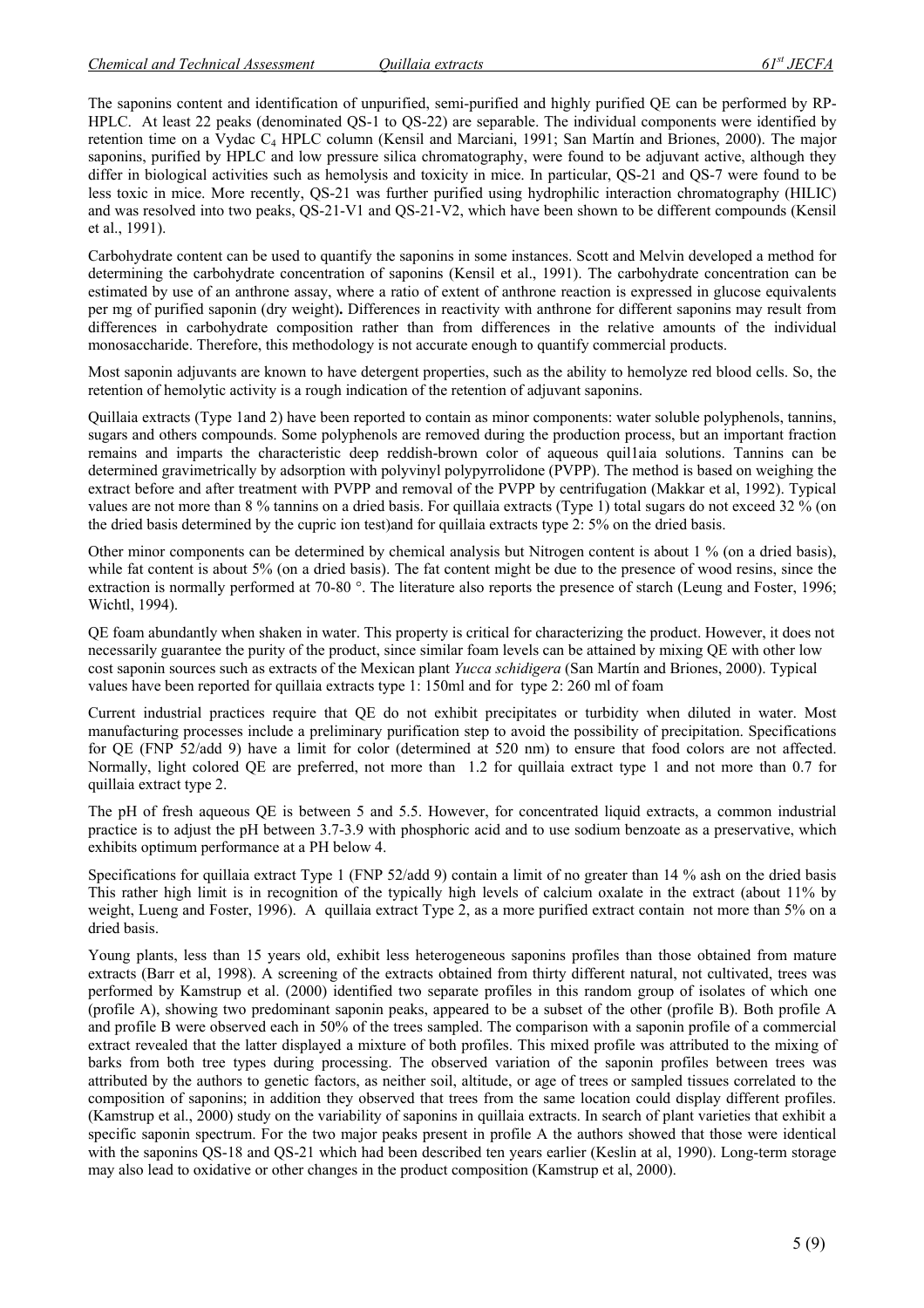The saponins content and identification of unpurified, semi-purified and highly purified QE can be performed by RP-HPLC. At least 22 peaks (denominated QS-1 to QS-22) are separable. The individual components were identified by retention time on a Vydac $C_4$ HPLC column (Kensil and Marciani, 1991; San Martín and Briones, 2000). The major saponins, purified by HPLC and low pressure silica chromatography, were found to be adjuvant active, although they differ in biological activities such as hemolysis and toxicity in mice. In particular, QS-21 and QS-7 were found to be less toxic in mice. More recently, QS-21 was further purified using hydrophilic interaction chromatography (HILIC) and was resolved into two peaks, QS-21-V1 and QS-21-V2, which have been shown to be different compounds (Kensil et al., 1991).

Carbohydrate content can be used to quantify the saponins in some instances. Scott and Melvin developed a method for determining the carbohydrate concentration of saponins (Kensil et al., 1991). The carbohydrate concentration can be estimated by use of an anthrone assay, where a ratio of extent of anthrone reaction is expressed in glucose equivalents per mg of purified saponin (dry weight)**.** Differences in reactivity with anthrone for different saponins may result from differences in carbohydrate composition rather than from differences in the relative amounts of the individual monosaccharide. Therefore, this methodology is not accurate enough to quantify commercial products.

Most saponin adjuvants are known to have detergent properties, such as the ability to hemolyze red blood cells. So, the retention of hemolytic activity is a rough indication of the retention of adjuvant saponins.

Quillaia extracts (Type 1and 2) have been reported to contain as minor components: water soluble polyphenols, tannins, sugars and others compounds. Some polyphenols are removed during the production process, but an important fraction remains and imparts the characteristic deep reddish-brown color of aqueous quil1aia solutions. Tannins can be determined gravimetrically by adsorption with polyvinyl polypyrrolidone (PVPP). The method is based on weighing the extract before and after treatment with PVPP and removal of the PVPP by centrifugation (Makkar et al, 1992). Typical values are not more than 8 % tannins on a dried basis. For quillaia extracts (Type 1) total sugars do not exceed 32 % (on the dried basis determined by the cupric ion test)and for quillaia extracts type 2: 5% on the dried basis.

Other minor components can be determined by chemical analysis but Nitrogen content is about 1 % (on a dried basis), while fat content is about 5% (on a dried basis). The fat content might be due to the presence of wood resins, since the extraction is normally performed at 70-80 °. The literature also reports the presence of starch (Leung and Foster, 1996; Wichtl, 1994).

QE foam abundantly when shaken in water. This property is critical for characterizing the product. However, it does not necessarily guarantee the purity of the product, since similar foam levels can be attained by mixing QE with other low cost saponin sources such as extracts of the Mexican plant *Yucca schidigera* (San Martín and Briones, 2000). Typical values have been reported for quillaia extracts type 1: 150ml and for type 2: 260 ml of foam

Current industrial practices require that QE do not exhibit precipitates or turbidity when diluted in water. Most manufacturing processes include a preliminary purification step to avoid the possibility of precipitation. Specifications for QE (FNP 52/add 9) have a limit for color (determined at 520 nm) to ensure that food colors are not affected. Normally, light colored QE are preferred, not more than 1.2 for quillaia extract type 1 and not more than 0.7 for quillaia extract type 2.

The pH of fresh aqueous QE is between 5 and 5.5. However, for concentrated liquid extracts, a common industrial practice is to adjust the pH between 3.7-3.9 with phosphoric acid and to use sodium benzoate as a preservative, which exhibits optimum performance at a PH below 4.

Specifications for quillaia extract Type 1 (FNP 52/add 9) contain a limit of no greater than 14 % ash on the dried basis This rather high limit is in recognition of the typically high levels of calcium oxalate in the extract (about 11% by weight, Lueng and Foster, 1996). A quillaia extract Type 2, as a more purified extract contain not more than 5% on a dried basis.

Young plants, less than 15 years old, exhibit less heterogeneous saponins profiles than those obtained from mature extracts (Barr et al, 1998). A screening of the extracts obtained from thirty different natural, not cultivated, trees was performed by Kamstrup et al. (2000) identified two separate profiles in this random group of isolates of which one (profile A), showing two predominant saponin peaks, appeared to be a subset of the other (profile B). Both profile A and profile B were observed each in 50% of the trees sampled. The comparison with a saponin profile of a commercial extract revealed that the latter displayed a mixture of both profiles. This mixed profile was attributed to the mixing of barks from both tree types during processing. The observed variation of the saponin profiles between trees was attributed by the authors to genetic factors, as neither soil, altitude, or age of trees or sampled tissues correlated to the composition of saponins; in addition they observed that trees from the same location could display different profiles. (Kamstrup et al., 2000) study on the variability of saponins in quillaia extracts. In search of plant varieties that exhibit a specific saponin spectrum. For the two major peaks present in profile A the authors showed that those were identical with the saponins QS-18 and QS-21 which had been described ten years earlier (Keslin at al, 1990). Long-term storage may also lead to oxidative or other changes in the product composition (Kamstrup et al, 2000).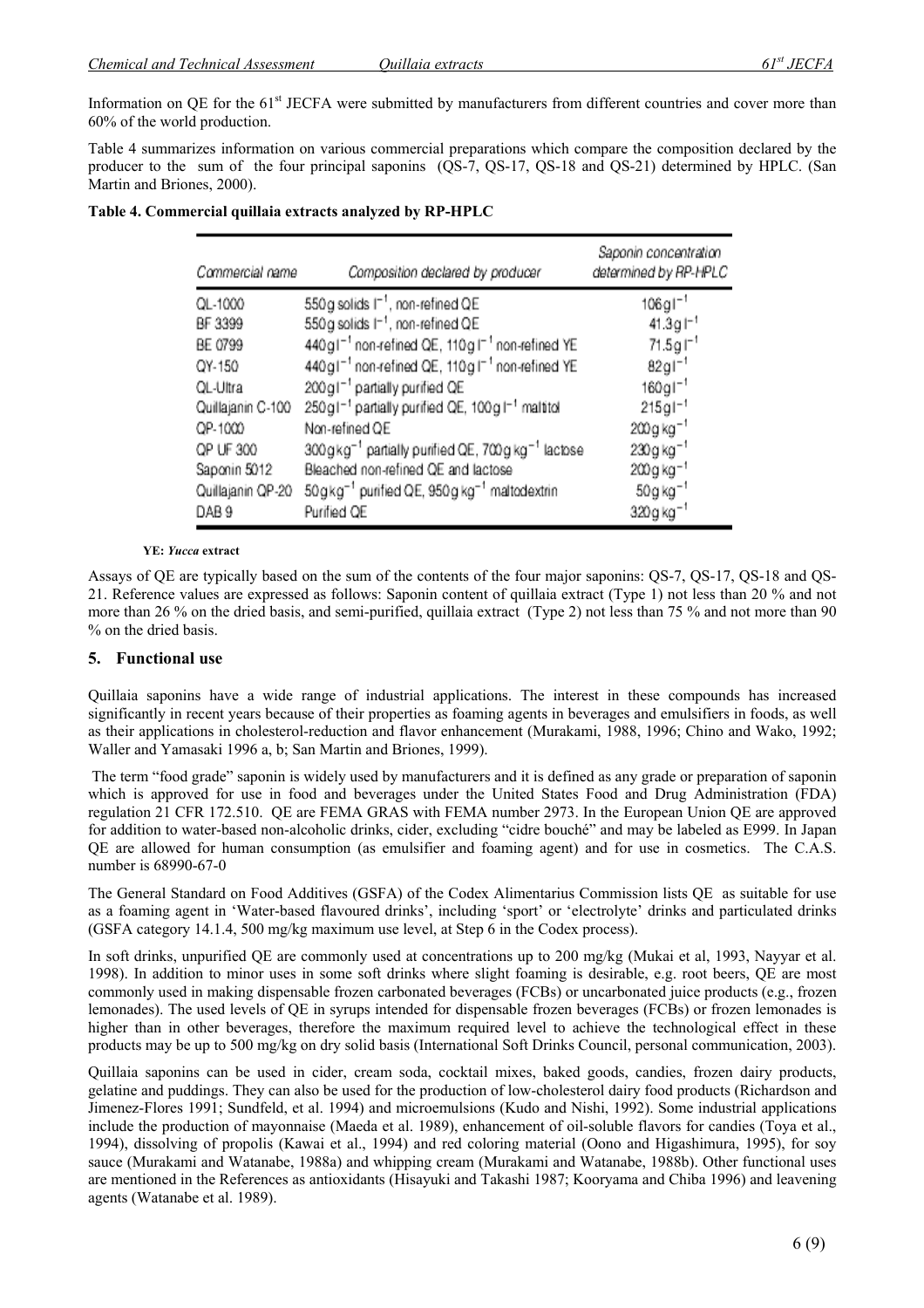Information on QE for the 61st JECFA were submitted by manufacturers from different countries and cover more than 60% of the world production.

Table 4 summarizes information on various commercial preparations which compare the composition declared by the producer to the sum of the four principal saponins (QS-7, QS-17, QS-18 and QS-21) determined by HPLC. (San Martin and Briones, 2000).

**Table 4. Commercial quillaia extracts analyzed by RP-HPLC**

| Commercial name | Composition declared by producer | Saponin concentration determined by RP-HPLC |
|---|---|---|
| QL-1000 | 550g solids $l^{-1}$, non-refined QE | 106g $l^{-1}$ |
| BF 3399 | 550g solids $l^{-1}$, non-refined QE | 41.3g $l^{-1}$ |
| BE 0799 | 440g $l^{-1}$ non-refined QE, 110g $l^{-1}$ non-refined YE | 71.5g $l^{-1}$ |
| QY-150 | 440g $l^{-1}$ non-refined QE, 110g $l^{-1}$ non-refined YE | 82g $l^{-1}$ |
| QL-Ultra | 200g $l^{-1}$ partially purified QE | 160g $l^{-1}$ |
| Quillajanin C-100 | 250g $l^{-1}$ partially purified QE, 100g $l^{-1}$ maltitol | 215g $l^{-1}$ |
| QP-1000 | Non-refined QE | 200g $kg^{-1}$ |
| QP UF 300 | 300g $kg^{-1}$ partially purified QE, 700g $kg^{-1}$ lactose | 230g $kg^{-1}$ |
| Saponin 5012 | Bleached non-refined QE and lactose | 200g $kg^{-1}$ |
| Quillajanin QP-20 | 50g $kg^{-1}$ purified QE, 950g $kg^{-1}$ maltodextrin | 50g $kg^{-1}$ |
| DAB 9 | Purified QE | 320g $kg^{-1}$ |

**YE:** ***Yucca*** **extract**

Assays of QE are typically based on the sum of the contents of the four major saponins: QS-7, QS-17, QS-18 and QS-21. Reference values are expressed as follows: Saponin content of quillaia extract (Type 1) not less than 20 % and not more than 26 % on the dried basis, and semi-purified, quillaia extract (Type 2) not less than 75 % and not more than 90 % on the dried basis.

## 5. Functional use

Quillaia saponins have a wide range of industrial applications. The interest in these compounds has increased significantly in recent years because of their properties as foaming agents in beverages and emulsifiers in foods, as well as their applications in cholesterol-reduction and flavor enhancement (Murakami, 1988, 1996; Chino and Wako, 1992; Waller and Yamasaki 1996 a, b; San Martin and Briones, 1999).

The term "food grade" saponin is widely used by manufacturers and it is defined as any grade or preparation of saponin which is approved for use in food and beverages under the United States Food and Drug Administration (FDA) regulation 21 CFR 172.510. QE are FEMA GRAS with FEMA number 2973. In the European Union QE are approved for addition to water-based non-alcoholic drinks, cider, excluding "cidre bouché" and may be labeled as E999. In Japan QE are allowed for human consumption (as emulsifier and foaming agent) and for use in cosmetics. The C.A.S. number is 68990-67-0

The General Standard on Food Additives (GSFA) of the Codex Alimentarius Commission lists QE as suitable for use as a foaming agent in 'Water-based flavoured drinks', including 'sport' or 'electrolyte' drinks and particulated drinks (GSFA category 14.1.4, 500 mg/kg maximum use level, at Step 6 in the Codex process).

In soft drinks, unpurified QE are commonly used at concentrations up to 200 mg/kg (Mukai et al, 1993, Nayyar et al. 1998). In addition to minor uses in some soft drinks where slight foaming is desirable, e.g. root beers, QE are most commonly used in making dispensable frozen carbonated beverages (FCBs) or uncarbonated juice products (e.g., frozen lemonades). The used levels of QE in syrups intended for dispensable frozen beverages (FCBs) or frozen lemonades is higher than in other beverages, therefore the maximum required level to achieve the technological effect in these products may be up to 500 mg/kg on dry solid basis (International Soft Drinks Council, personal communication, 2003).

Quillaia saponins can be used in cider, cream soda, cocktail mixes, baked goods, candies, frozen dairy products, gelatine and puddings. They can also be used for the production of low-cholesterol dairy food products (Richardson and Jimenez-Flores 1991; Sundfeld, et al. 1994) and microemulsions (Kudo and Nishi, 1992). Some industrial applications include the production of mayonnaise (Maeda et al. 1989), enhancement of oil-soluble flavors for candies (Toya et al., 1994), dissolving of propolis (Kawai et al., 1994) and red coloring material (Oono and Higashimura, 1995), for soy sauce (Murakami and Watanabe, 1988a) and whipping cream (Murakami and Watanabe, 1988b). Other functional uses are mentioned in the References as antioxidants (Hisayuki and Takashi 1987; Kooryama and Chiba 1996) and leavening agents (Watanabe et al. 1989).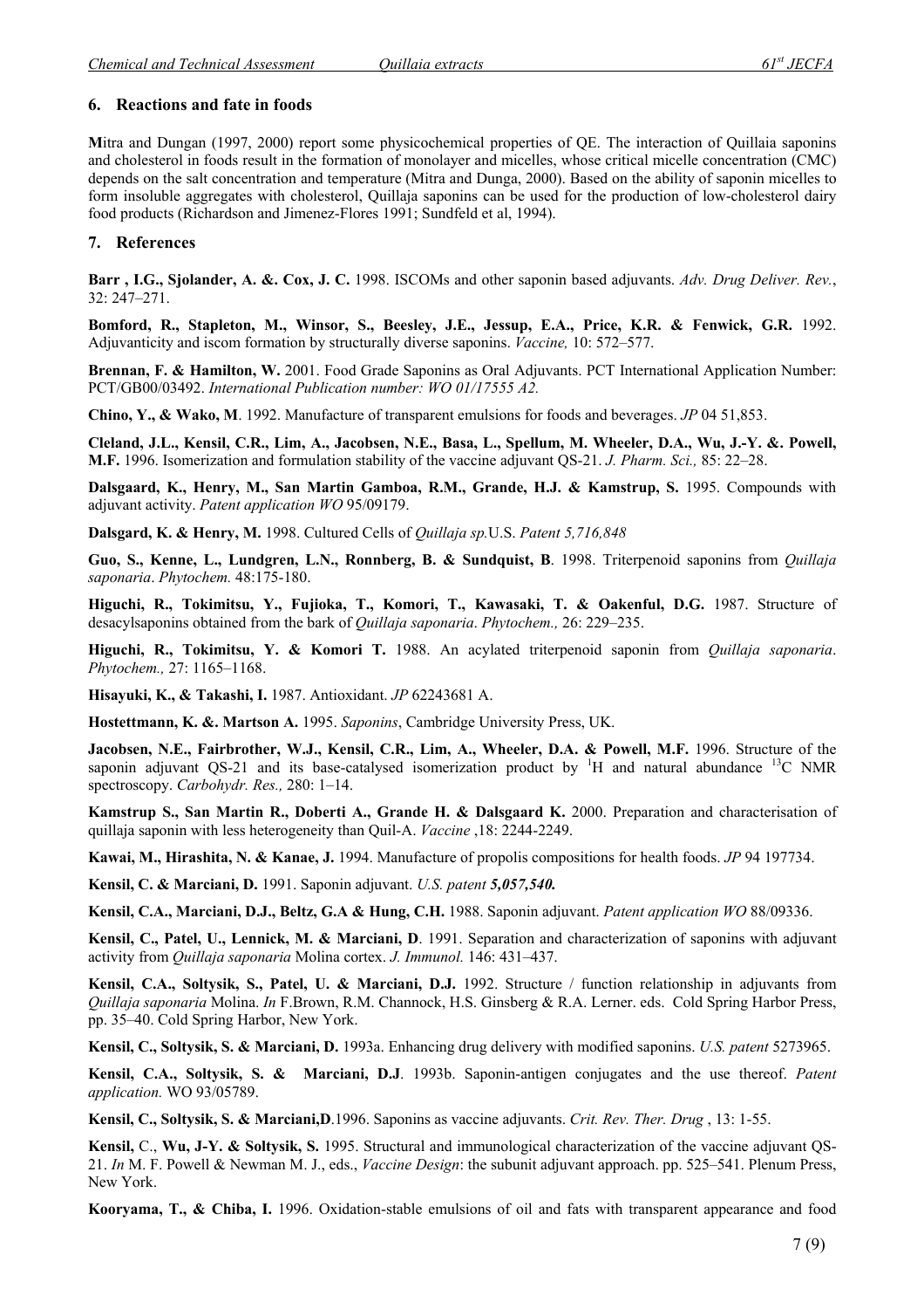## 6. Reactions and fate in foods

**M**itra and Dungan (1997, 2000) report some physicochemical properties of QE. The interaction of Quillaia saponins and cholesterol in foods result in the formation of monolayer and micelles, whose critical micelle concentration (CMC) depends on the salt concentration and temperature (Mitra and Dunga, 2000). Based on the ability of saponin micelles to form insoluble aggregates with cholesterol, Quillaja saponins can be used for the production of low-cholesterol dairy food products (Richardson and Jimenez-Flores 1991; Sundfeld et al, 1994).

## 7. References

**Barr , I.G., Sjolander, A. &. Cox, J. C.** 1998. ISCOMs and other saponin based adjuvants. *Adv. Drug Deliver. Rev.*, 32: 247–271.

**Bomford, R., Stapleton, M., Winsor, S., Beesley, J.E., Jessup, E.A., Price, K.R. & Fenwick, G.R.** 1992. Adjuvanticity and iscom formation by structurally diverse saponins. *Vaccine,* 10: 572–577.

**Brennan, F. & Hamilton, W.** 2001. Food Grade Saponins as Oral Adjuvants. PCT International Application Number: PCT/GB00/03492. *International Publication number: WO 01/17555 A2.*

**Chino, Y., & Wako, M**. 1992. Manufacture of transparent emulsions for foods and beverages. *JP* 04 51,853.

**Cleland, J.L., Kensil, C.R., Lim, A., Jacobsen, N.E., Basa, L., Spellum, M. Wheeler, D.A., Wu, J.-Y. &. Powell, M.F.** 1996. Isomerization and formulation stability of the vaccine adjuvant QS-21. *J. Pharm. Sci.,* 85: 22–28.

**Dalsgaard, K., Henry, M., San Martin Gamboa, R.M., Grande, H.J. & Kamstrup, S.** 1995. Compounds with adjuvant activity. *Patent application WO* 95/09179.

**Dalsgard, K. & Henry, M.** 1998. Cultured Cells of *Quillaja sp.*U.S. *Patent 5,716,848*

**Guo, S., Kenne, L., Lundgren, L.N., Ronnberg, B. & Sundquist, B**. 1998. Triterpenoid saponins from *Quillaja saponaria*. *Phytochem.* 48:175-180.

**Higuchi, R., Tokimitsu, Y., Fujioka, T., Komori, T., Kawasaki, T. & Oakenful, D.G.** 1987. Structure of desacylsaponins obtained from the bark of *Quillaja saponaria*. *Phytochem.,* 26: 229–235.

**Higuchi, R., Tokimitsu, Y. & Komori T.** 1988. An acylated triterpenoid saponin from *Quillaja saponaria*. *Phytochem.,* 27: 1165–1168.

**Hisayuki, K., & Takashi, I.** 1987. Antioxidant. *JP* 62243681 A.

**Hostettmann, K. &. Martson A.** 1995. *Saponins*, Cambridge University Press, UK.

**Jacobsen, N.E., Fairbrother, W.J., Kensil, C.R., Lim, A., Wheeler, D.A. & Powell, M.F.** 1996. Structure of the saponin adjuvant QS-21 and its base-catalysed isomerization product by $^{1}H$ and natural abundance $^{13}C$ NMR spectroscopy. *Carbohydr. Res.,* 280: 1–14.

**Kamstrup S., San Martin R., Doberti A., Grande H. & Dalsgaard K.** 2000. Preparation and characterisation of quillaja saponin with less heterogeneity than Quil-A. *Vaccine* ,18: 2244-2249.

**Kawai, M., Hirashita, N. & Kanae, J.** 1994. Manufacture of propolis compositions for health foods. *JP* 94 197734.

**Kensil, C. & Marciani, D.** 1991. Saponin adjuvant. *U.S. patent **5,057,540.***

**Kensil, C.A., Marciani, D.J., Beltz, G.A & Hung, C.H.** 1988. Saponin adjuvant. *Patent application WO* 88/09336.

**Kensil, C., Patel, U., Lennick, M. & Marciani, D**. 1991. Separation and characterization of saponins with adjuvant activity from *Quillaja saponaria* Molina cortex. *J. Immunol.* 146: 431–437.

**Kensil, C.A., Soltysik, S., Patel, U. & Marciani, D.J.** 1992. Structure / function relationship in adjuvants from *Quillaja saponaria* Molina. *In* F.Brown, R.M. Channock, H.S. Ginsberg & R.A. Lerner. eds. Cold Spring Harbor Press, pp. 35–40. Cold Spring Harbor, New York.

**Kensil, C., Soltysik, S. & Marciani, D.** 1993a. Enhancing drug delivery with modified saponins. *U.S. patent* 5273965.

**Kensil, C.A., Soltysik, S. & Marciani, D.J**. 1993b. Saponin-antigen conjugates and the use thereof. *Patent application.* WO 93/05789.

**Kensil, C., Soltysik, S. & Marciani,D**.1996. Saponins as vaccine adjuvants. *Crit. Rev. Ther. Drug* , 13: 1-55.

**Kensil,** C., **Wu, J-Y. & Soltysik, S.** 1995. Structural and immunological characterization of the vaccine adjuvant QS-21. *In* M. F. Powell & Newman M. J., eds., *Vaccine Design*: the subunit adjuvant approach. pp. 525–541. Plenum Press, New York.

**Kooryama, T., & Chiba, I.** 1996. Oxidation-stable emulsions of oil and fats with transparent appearance and food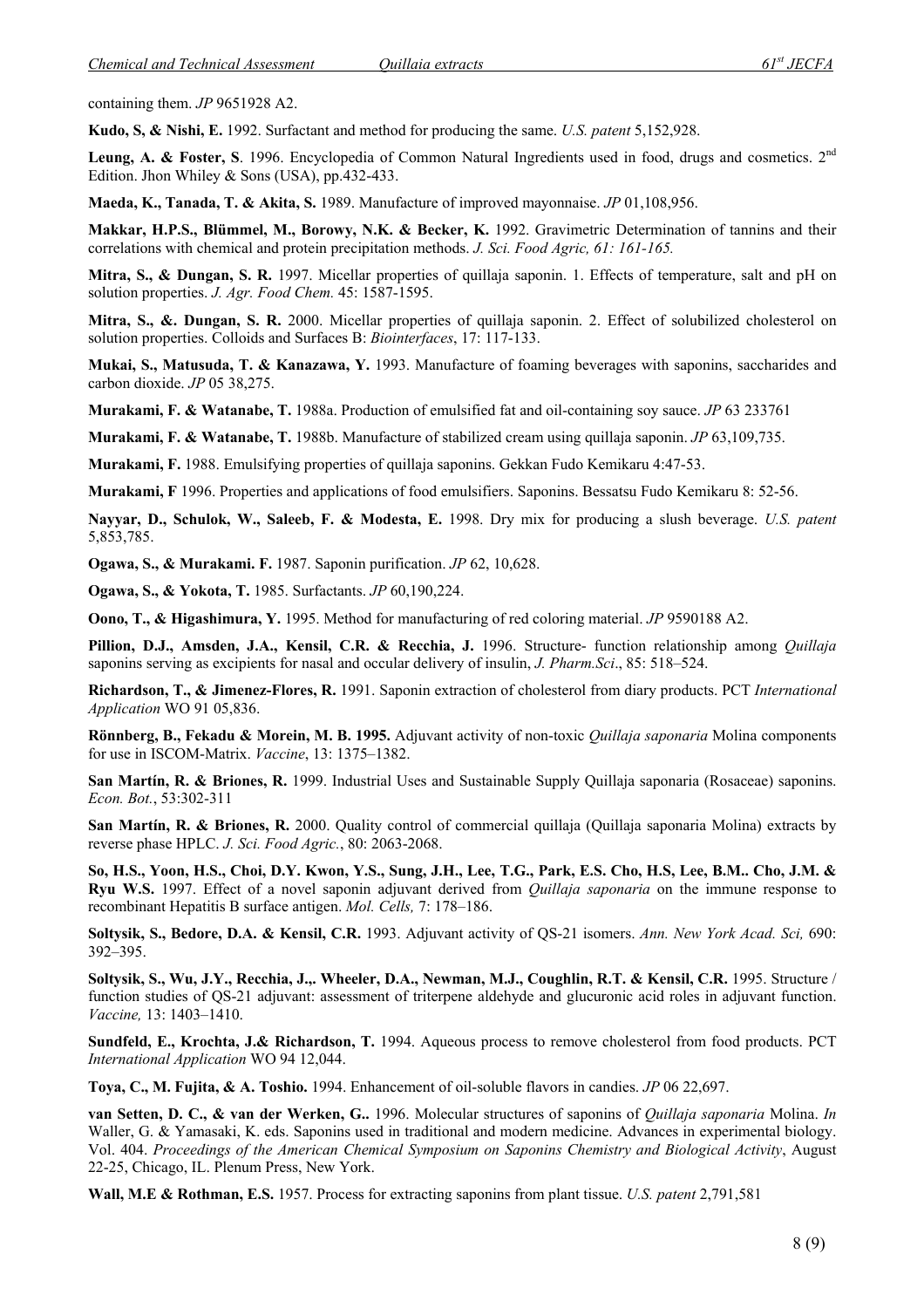containing them. *JP* 9651928 A2.

**Kudo, S, & Nishi, E.** 1992. Surfactant and method for producing the same. *U.S. patent* 5,152,928.

**Leung, A. & Foster, S**. 1996. Encyclopedia of Common Natural Ingredients used in food, drugs and cosmetics. 2nd Edition. Jhon Whiley & Sons (USA), pp.432-433.

**Maeda, K., Tanada, T. & Akita, S.** 1989. Manufacture of improved mayonnaise. *JP* 01,108,956.

**Makkar, H.P.S., Blümmel, M., Borowy, N.K. & Becker, K.** 1992. Gravimetric Determination of tannins and their correlations with chemical and protein precipitation methods. *J. Sci. Food Agric, 61: 161-165.*

**Mitra, S., & Dungan, S. R.** 1997. Micellar properties of quillaja saponin. 1. Effects of temperature, salt and pH on solution properties. *J. Agr. Food Chem.* 45: 1587-1595.

**Mitra, S., &. Dungan, S. R.** 2000. Micellar properties of quillaja saponin. 2. Effect of solubilized cholesterol on solution properties. Colloids and Surfaces B: *Biointerfaces*, 17: 117-133.

**Mukai, S., Matusuda, T. & Kanazawa, Y.** 1993. Manufacture of foaming beverages with saponins, saccharides and carbon dioxide. *JP* 05 38,275.

**Murakami, F. & Watanabe, T.** 1988a. Production of emulsified fat and oil-containing soy sauce. *JP* 63 233761

**Murakami, F. & Watanabe, T.** 1988b. Manufacture of stabilized cream using quillaja saponin. *JP* 63,109,735.

**Murakami, F.** 1988. Emulsifying properties of quillaja saponins. Gekkan Fudo Kemikaru 4:47-53.

**Murakami, F** 1996. Properties and applications of food emulsifiers. Saponins. Bessatsu Fudo Kemikaru 8: 52-56.

**Nayyar, D., Schulok, W., Saleeb, F. & Modesta, E.** 1998. Dry mix for producing a slush beverage. *U.S. patent* 5,853,785.

**Ogawa, S., & Murakami. F.** 1987. Saponin purification. *JP* 62, 10,628.

**Ogawa, S., & Yokota, T.** 1985. Surfactants. *JP* 60,190,224.

**Oono, T., & Higashimura, Y.** 1995. Method for manufacturing of red coloring material. *JP* 9590188 A2.

**Pillion, D.J., Amsden, J.A., Kensil, C.R. & Recchia, J.** 1996. Structure- function relationship among *Quillaja* saponins serving as excipients for nasal and occular delivery of insulin, *J. Pharm.Sci*., 85: 518–524.

**Richardson, T., & Jimenez-Flores, R.** 1991. Saponin extraction of cholesterol from diary products. PCT *International Application* WO 91 05,836.

**Rönnberg, B., Fekadu & Morein, M. B. 1995.** Adjuvant activity of non-toxic *Quillaja saponaria* Molina components for use in ISCOM-Matrix. *Vaccine*, 13: 1375–1382.

**San Martín, R. & Briones, R.** 1999. Industrial Uses and Sustainable Supply Quillaja saponaria (Rosaceae) saponins. *Econ. Bot.*, 53:302-311

**San Martín, R. & Briones, R.** 2000. Quality control of commercial quillaja (Quillaja saponaria Molina) extracts by reverse phase HPLC. *J. Sci. Food Agric.*, 80: 2063-2068.

**So, H.S., Yoon, H.S., Choi, D.Y. Kwon, Y.S., Sung, J.H., Lee, T.G., Park, E.S. Cho, H.S, Lee, B.M.. Cho, J.M. & Ryu W.S.** 1997. Effect of a novel saponin adjuvant derived from *Quillaja saponaria* on the immune response to recombinant Hepatitis B surface antigen. *Mol. Cells,* 7: 178–186.

**Soltysik, S., Bedore, D.A. & Kensil, C.R.** 1993. Adjuvant activity of QS-21 isomers. *Ann. New York Acad. Sci,* 690: 392–395.

**Soltysik, S., Wu, J.Y., Recchia, J.,. Wheeler, D.A., Newman, M.J., Coughlin, R.T. & Kensil, C.R.** 1995. Structure / function studies of QS-21 adjuvant: assessment of triterpene aldehyde and glucuronic acid roles in adjuvant function. *Vaccine,* 13: 1403–1410.

**Sundfeld, E., Krochta, J.& Richardson, T.** 1994. Aqueous process to remove cholesterol from food products. PCT *International Application* WO 94 12,044.

**Toya, C., M. Fujita, & A. Toshio.** 1994. Enhancement of oil-soluble flavors in candies. *JP* 06 22,697.

**van Setten, D. C., & van der Werken, G..** 1996. Molecular structures of saponins of *Quillaja saponaria* Molina. *In* Waller, G. & Yamasaki, K. eds. Saponins used in traditional and modern medicine. Advances in experimental biology. Vol. 404. *Proceedings of the American Chemical Symposium on Saponins Chemistry and Biological Activity*, August 22-25, Chicago, IL. Plenum Press, New York.

**Wall, M.E & Rothman, E.S.** 1957. Process for extracting saponins from plant tissue. *U.S. patent* 2,791,581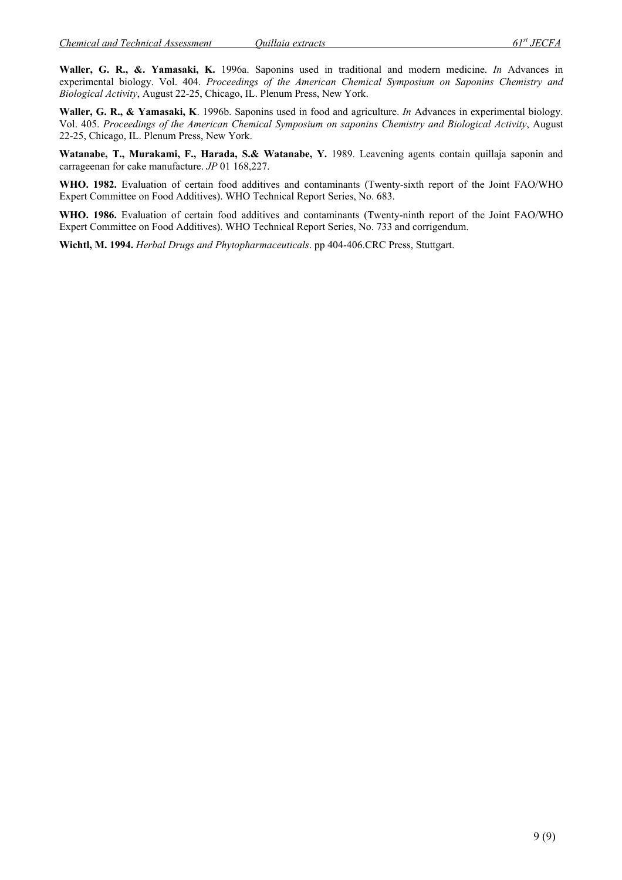**Waller, G. R., &. Yamasaki, K.** 1996a. Saponins used in traditional and modern medicine. *In* Advances in experimental biology. Vol. 404. *Proceedings of the American Chemical Symposium on Saponins Chemistry and Biological Activity*, August 22-25, Chicago, IL. Plenum Press, New York.

**Waller, G. R., & Yamasaki, K**. 1996b. Saponins used in food and agriculture. *In* Advances in experimental biology. Vol. 405. *Proceedings of the American Chemical Symposium on saponins Chemistry and Biological Activity*, August 22-25, Chicago, IL. Plenum Press, New York.

**Watanabe, T., Murakami, F., Harada, S.& Watanabe, Y.** 1989. Leavening agents contain quillaja saponin and carrageenan for cake manufacture. *JP* 01 168,227.

**WHO. 1982.** Evaluation of certain food additives and contaminants (Twenty-sixth report of the Joint FAO/WHO Expert Committee on Food Additives). WHO Technical Report Series, No. 683.

**WHO. 1986.** Evaluation of certain food additives and contaminants (Twenty-ninth report of the Joint FAO/WHO Expert Committee on Food Additives). WHO Technical Report Series, No. 733 and corrigendum.

**Wichtl, M. 1994.** *Herbal Drugs and Phytopharmaceuticals*. pp 404-406.CRC Press, Stuttgart.